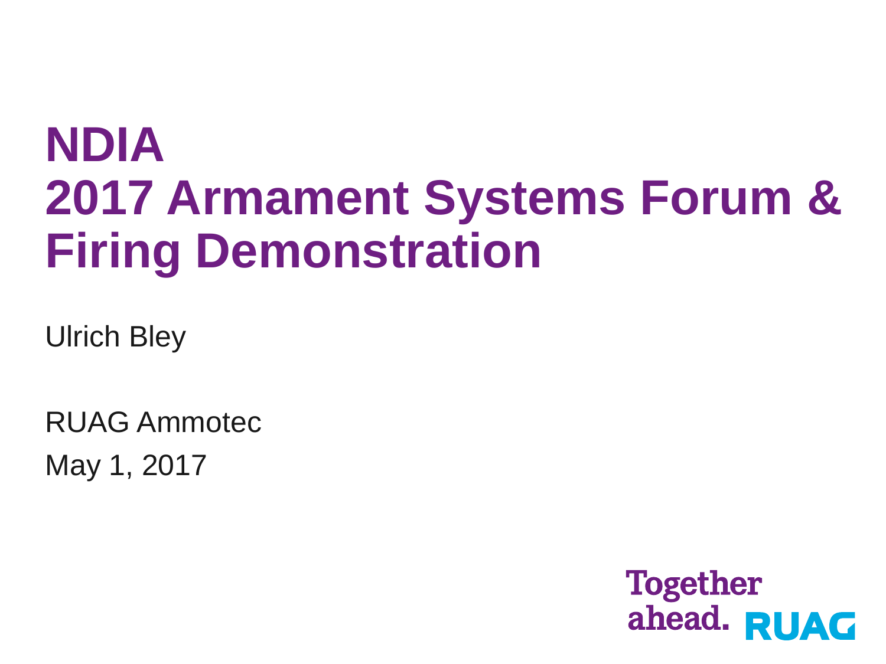# NDIA
# 2017 Armament Systems Forum & Firing Demonstration

Ulrich Bley

RUAG Ammotec

May 1, 2017

Together ahead. RUAG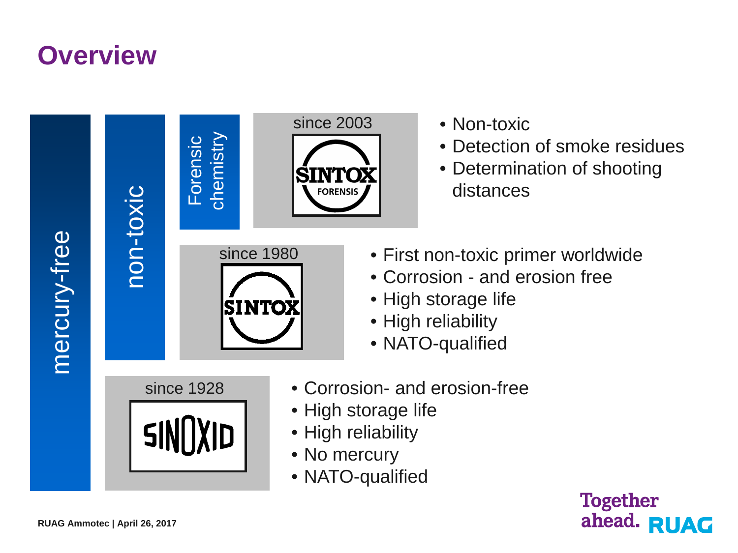# Overview

mercury-free

non-toxic

Forensic chemistry

since 2003

SINTOX FORENSIS

- Non-toxic
- Detection of smoke residues
- Determination of shooting distances

since 1980

SINTOX

- First non-toxic primer worldwide
- Corrosion - and erosion free
- High storage life
- High reliability
- NATO-qualified

since 1928

SINOXID

- Corrosion- and erosion-free
- High storage life
- High reliability
- No mercury
- NATO-qualified

RUAG Ammotec | April 26, 2017

Together ahead. RUAG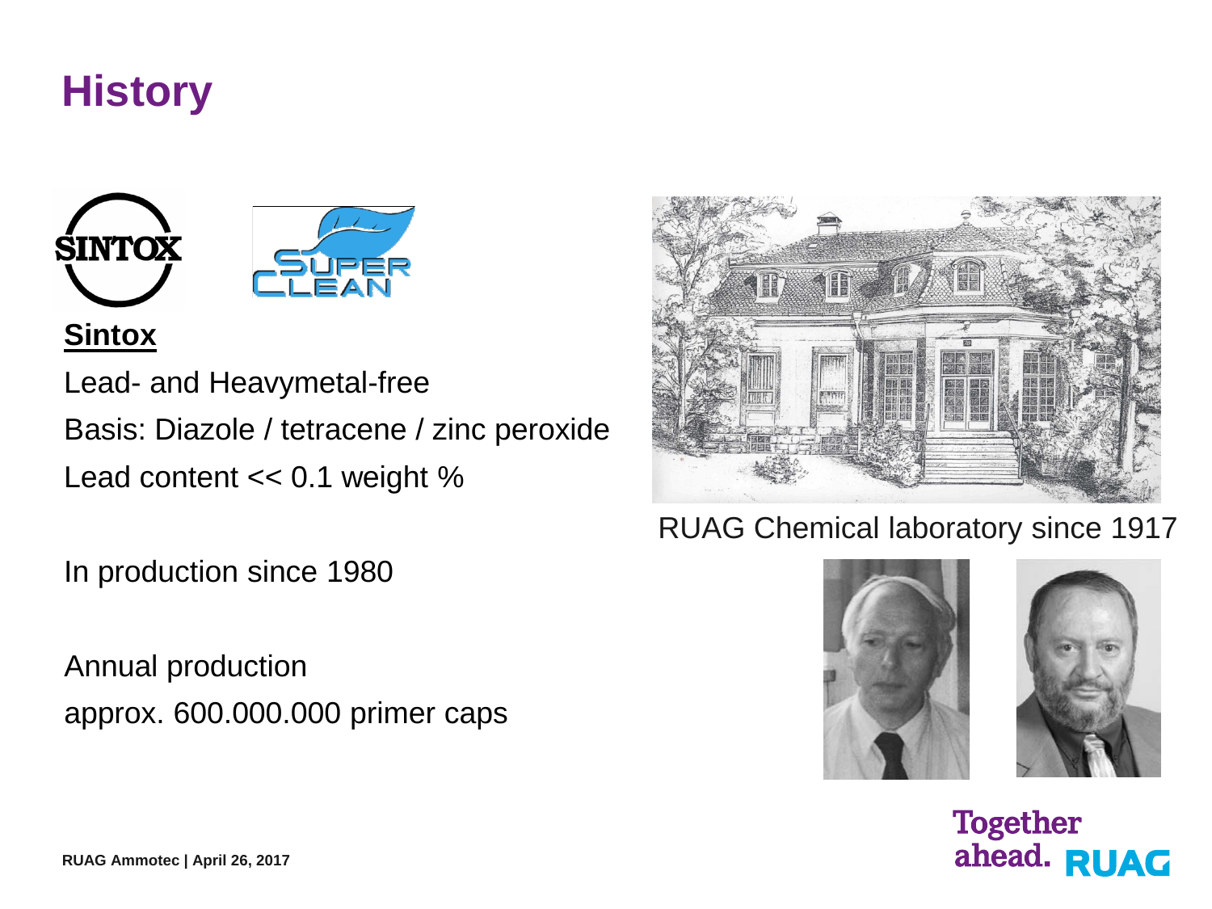# History

**Sintox**

Lead- and Heavymetal-free

Basis: Diazole / tetracene / zinc peroxide

Lead content << 0.1 weight %

In production since 1980

Annual production

approx. 600.000.000 primer caps

RUAG Chemical laboratory since 1917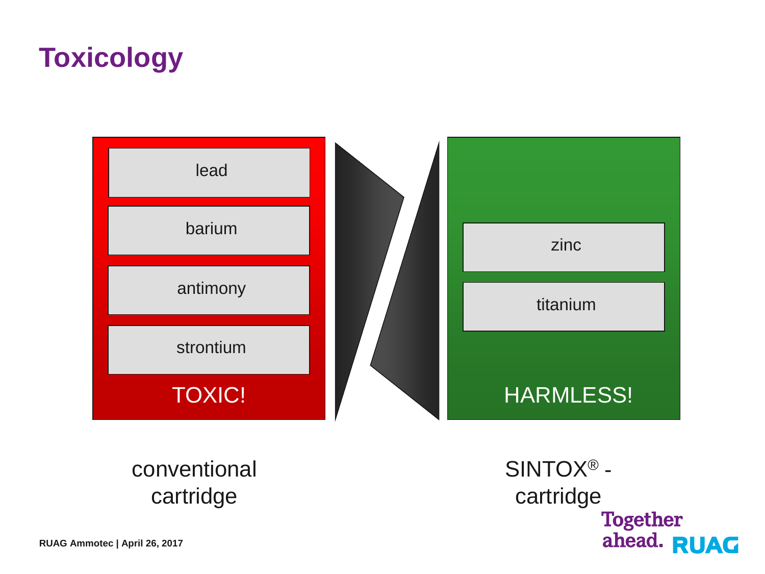# Toxicology

| conventional cartridge | SINTOX® - cartridge |
| --- | --- |
| lead | zinc |
| barium | titanium |
| antimony | |
| strontium | |
| TOXIC! | HARMLESS! |

Together ahead. RUAG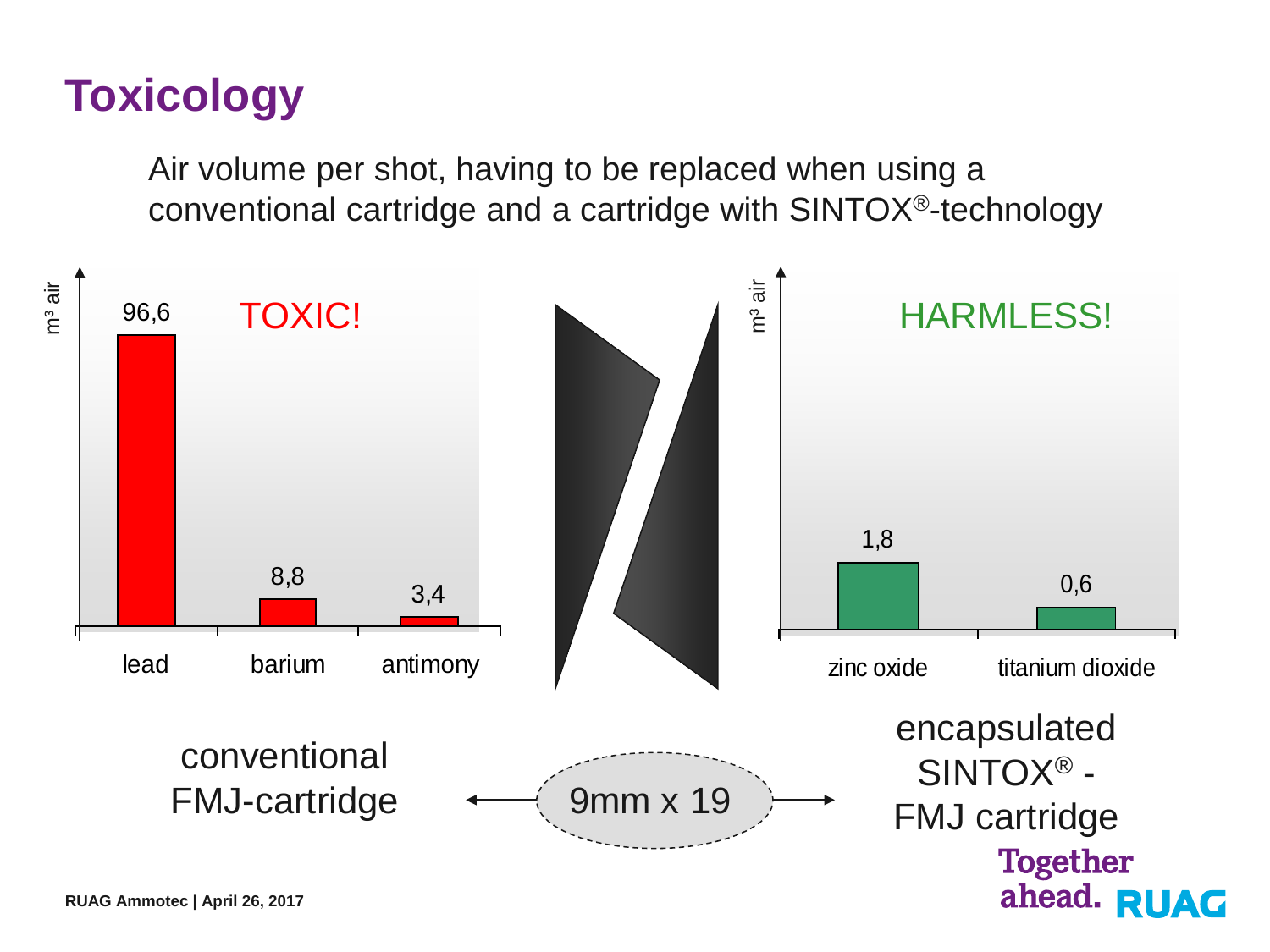# Toxicology

Air volume per shot, having to be replaced when using a conventional cartridge and a cartridge with SINTOX®-technology

**Conventional FMJ-cartridge** — TOXIC!

| Substance | m³ air |
|---|---|
| lead | 96,6 |
| barium | 8,8 |
| antimony | 3,4 |

**Encapsulated SINTOX® - FMJ cartridge** — HARMLESS!

| Substance | m³ air |
|---|---|
| zinc oxide | 1,8 |
| titanium dioxide | 0,6 |

conventional FMJ-cartridge ← 9mm x 19 → encapsulated SINTOX® - FMJ cartridge

Together ahead. RUAG

RUAG Ammotec | April 26, 2017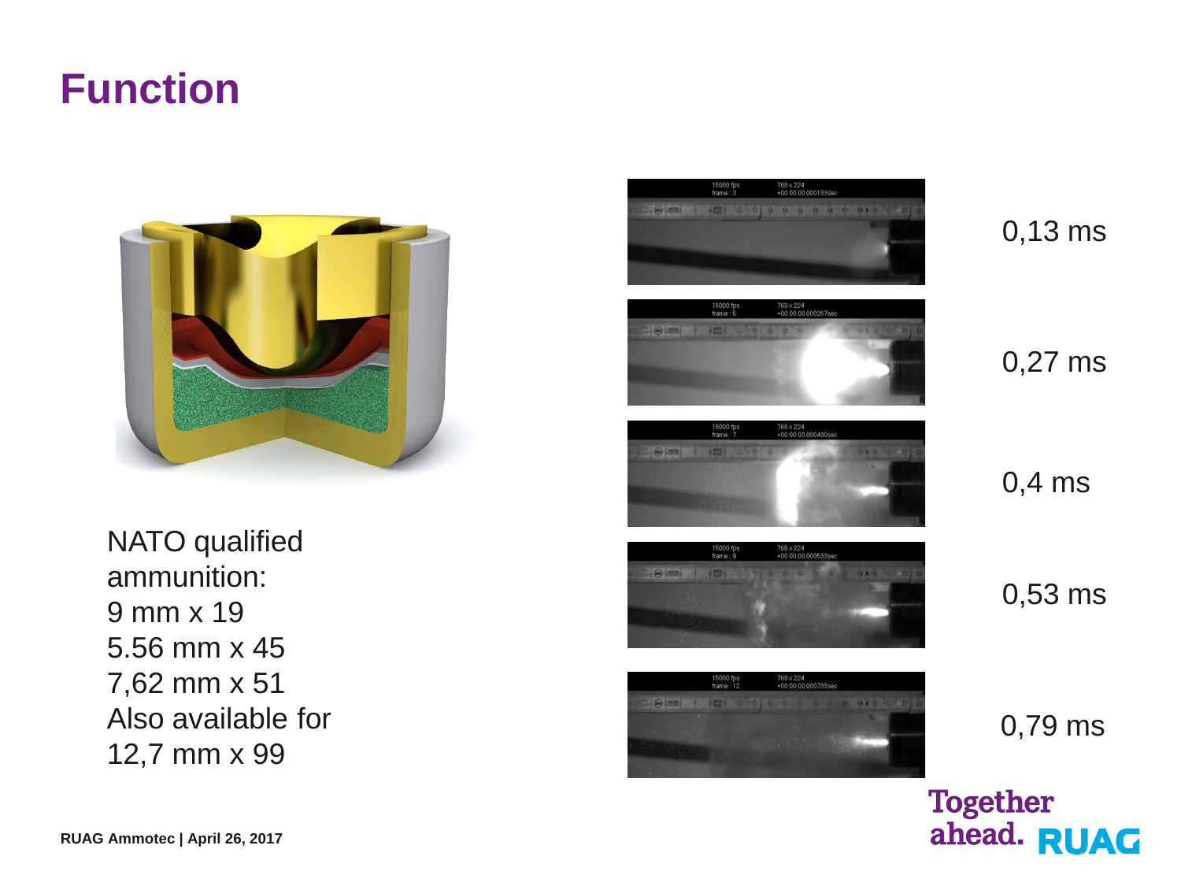# Function

NATO qualified ammunition:
9 mm x 19
5.56 mm x 45
7,62 mm x 51
Also available for
12,7 mm x 99

0,13 ms

0,27 ms

0,4 ms

0,53 ms

0,79 ms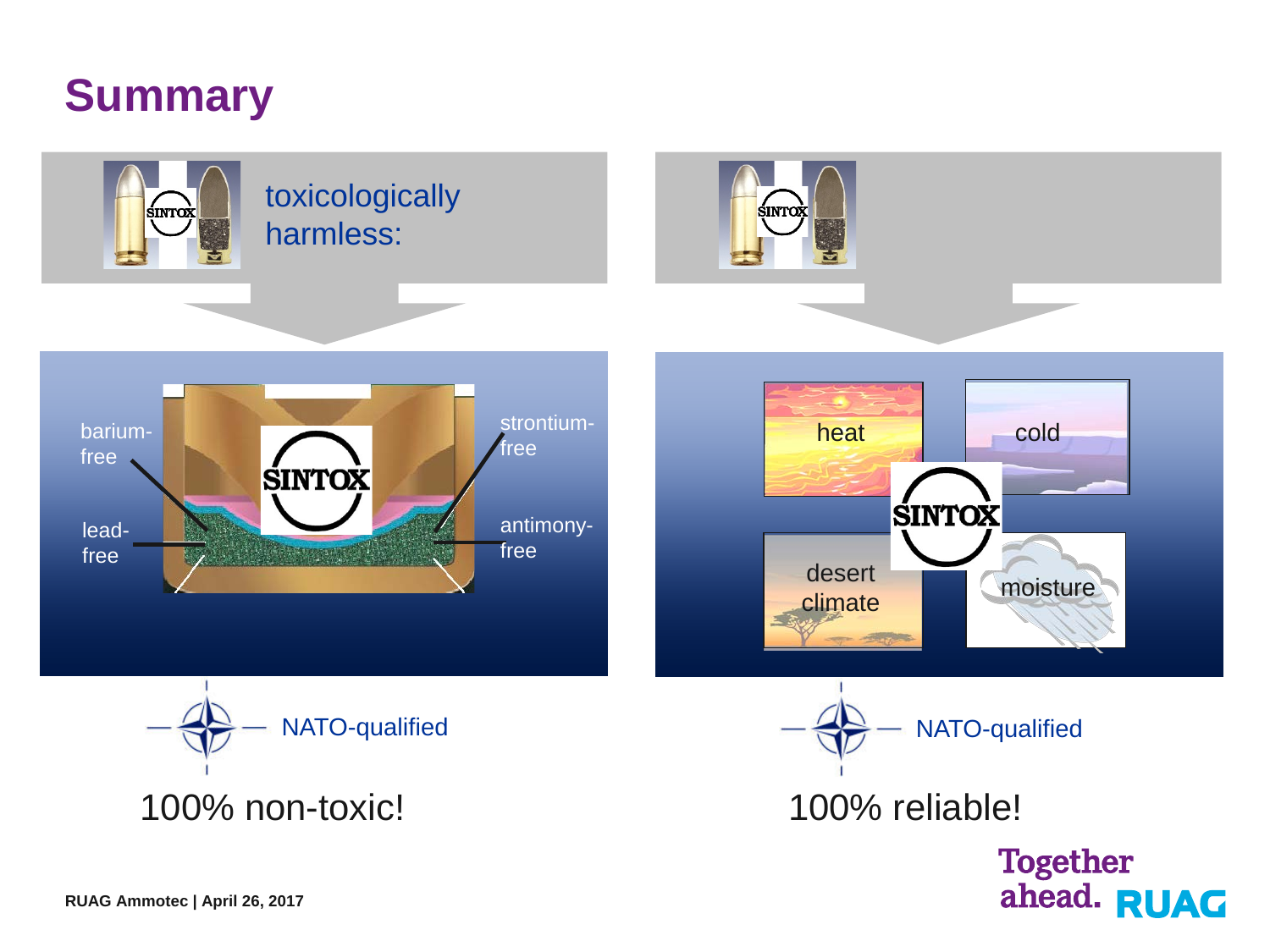# Summary

toxicologically harmless:

barium-free

lead-free

strontium-free

antimony-free

NATO-qualified

100% non-toxic!

heat

cold

desert climate

moisture

NATO-qualified

100% reliable!

RUAG Ammotec | April 26, 2017

Together ahead. RUAG